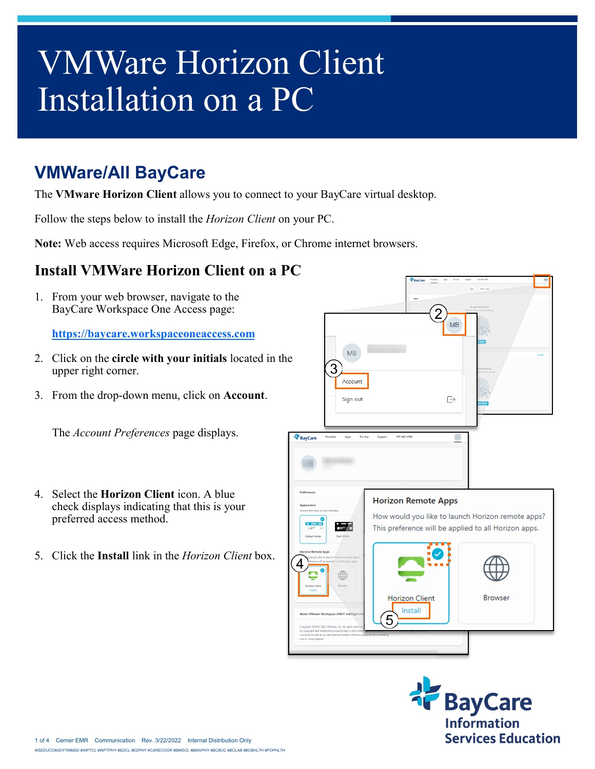# VMWare Horizon Client Installation on a PC

## VMWare/All BayCare

The **VMware Horizon Client** allows you to connect to your BayCare virtual desktop.

Follow the steps below to install the *Horizon Client* on your PC.

**Note:** Web access requires Microsoft Edge, Firefox, or Chrome internet browsers.

## Install VMWare Horizon Client on a PC

1. From your web browser, navigate to the BayCare Workspace One Access page:

   **https://baycare.workspaceoneaccess.com**

2. Click on the **circle with your initials** located in the upper right corner.
3. From the drop-down menu, click on **Account**.

   The *Account Preferences* page displays.

4. Select the **Horizon Client** icon. A blue check displays indicating that this is your preferred access method.
5. Click the **Install** link in the *Horizon Client* box.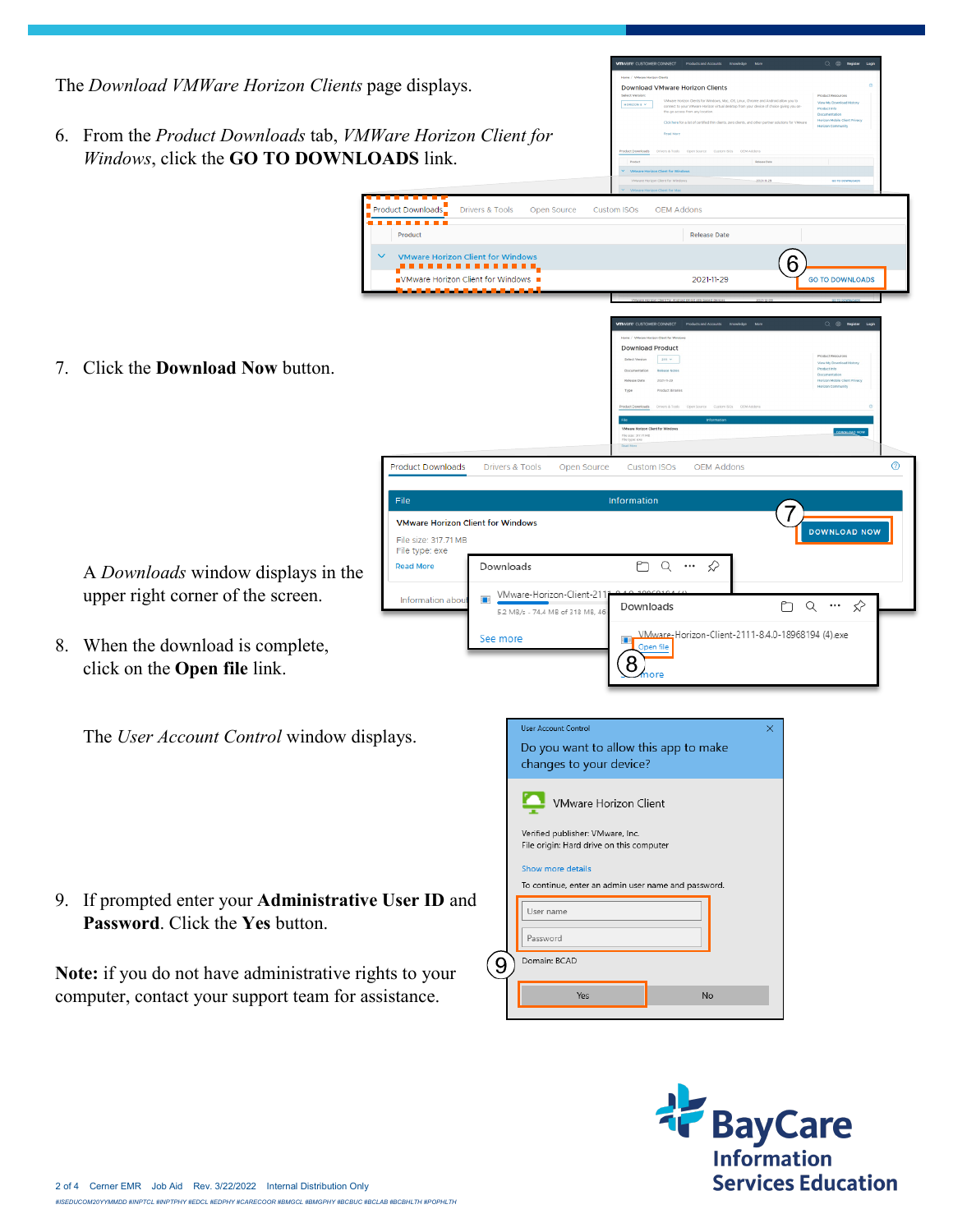The *Download VMWare Horizon Clients* page displays.

6. From the *Product Downloads* tab, *VMWare Horizon Client for Windows*, click the **GO TO DOWNLOADS** link.

7. Click the **Download Now** button.

   A *Downloads* window displays in the upper right corner of the screen.

8. When the download is complete, click on the **Open file** link.

   The *User Account Control* window displays.

9. If prompted enter your **Administrative User ID** and **Password**. Click the **Yes** button.

**Note:** if you do not have administrative rights to your computer, contact your support team for assistance.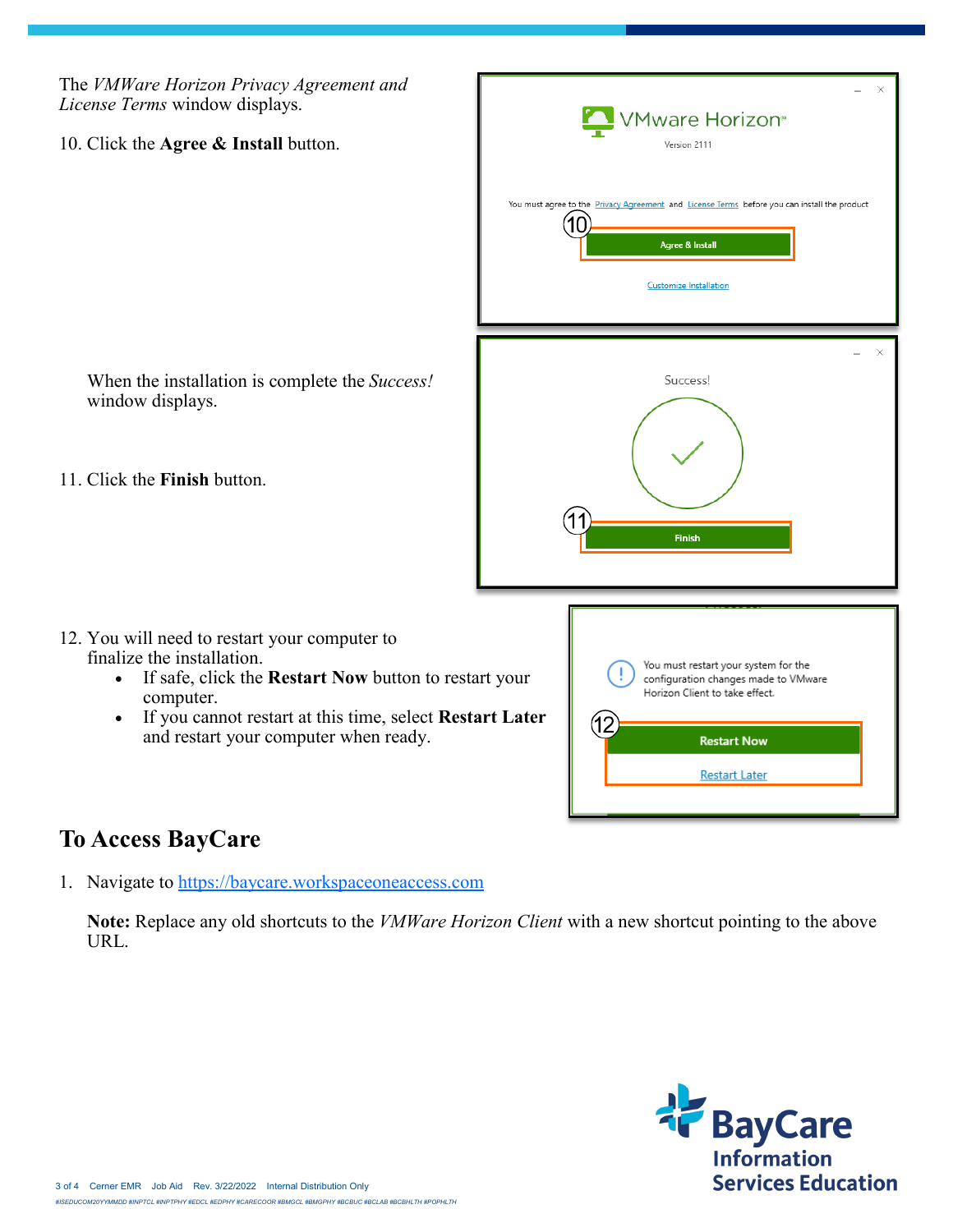The *VMWare Horizon Privacy Agreement and License Terms* window displays.

10. Click the **Agree & Install** button.

When the installation is complete the *Success!* window displays.

11. Click the **Finish** button.

12. You will need to restart your computer to finalize the installation.
    - If safe, click the **Restart Now** button to restart your computer.
    - If you cannot restart at this time, select **Restart Later** and restart your computer when ready.

## To Access BayCare

1. Navigate to https://baycare.workspaceoneaccess.com

   **Note:** Replace any old shortcuts to the *VMWare Horizon Client* with a new shortcut pointing to the above URL.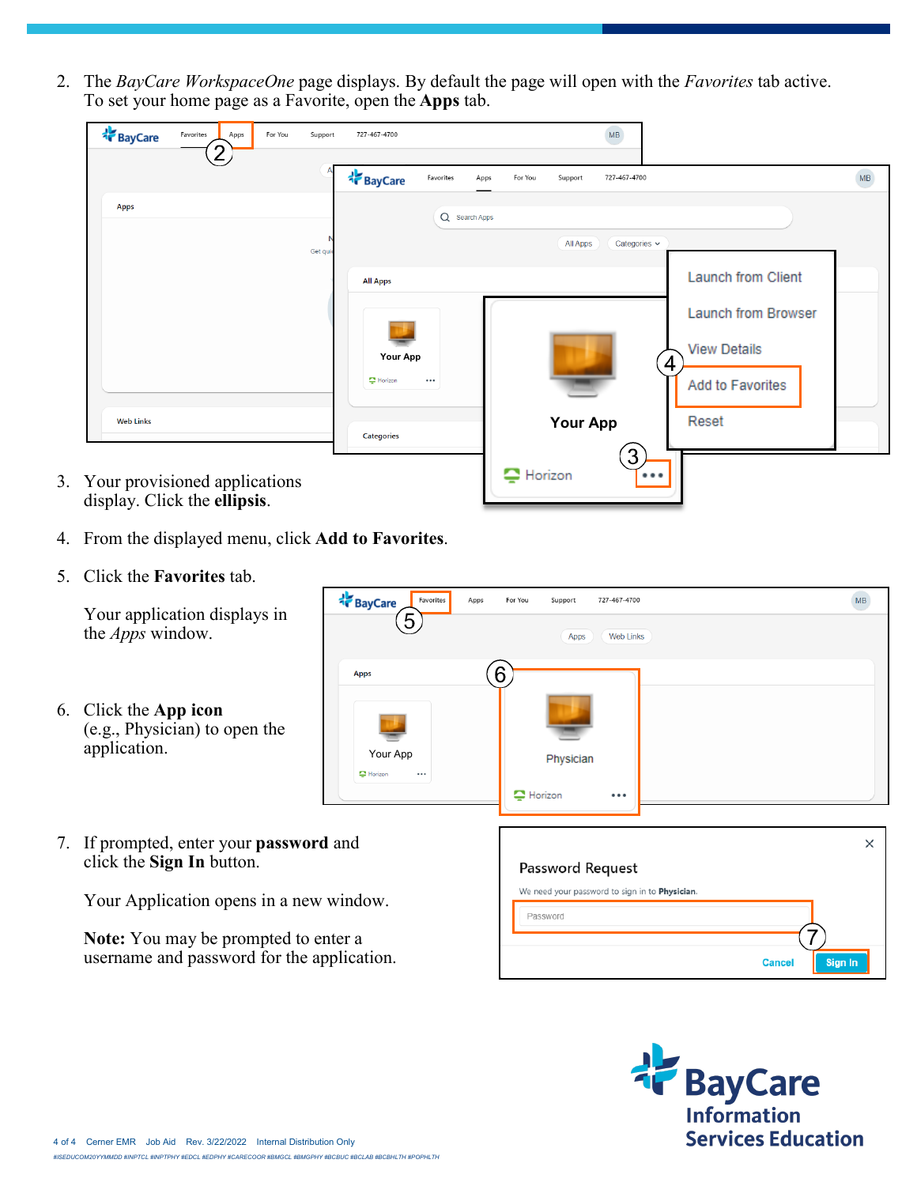2. The *BayCare WorkspaceOne* page displays. By default the page will open with the *Favorites* tab active. To set your home page as a Favorite, open the **Apps** tab.

3. Your provisioned applications display. Click the **ellipsis**.

4. From the displayed menu, click **Add to Favorites**.

5. Click the **Favorites** tab.

   Your application displays in the *Apps* window.

6. Click the **App icon** (e.g., Physician) to open the application.

7. If prompted, enter your **password** and click the **Sign In** button.

   Your Application opens in a new window.

   **Note:** You may be prompted to enter a username and password for the application.